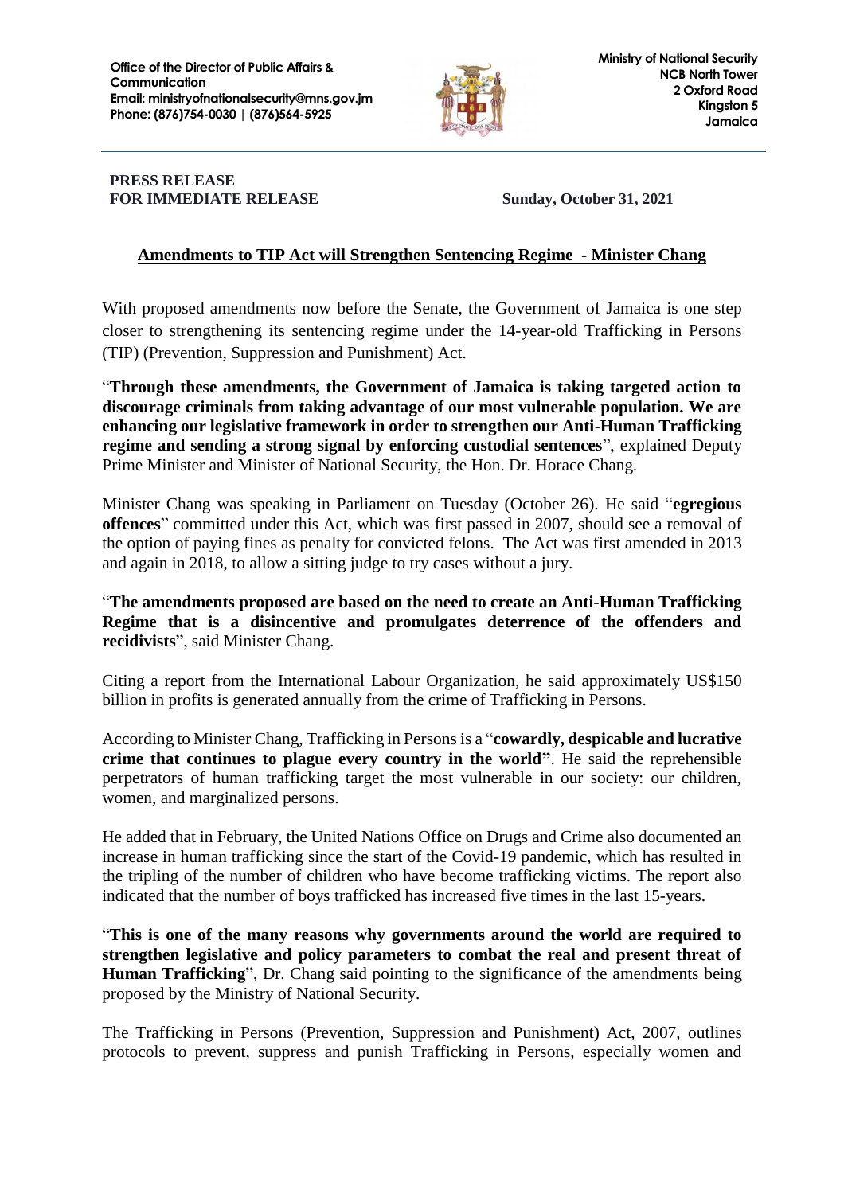Office of the Director of Public Affairs & Communication
Email: ministryofnationalsecurity@mns.gov.jm
Phone: (876)754-0030 | (876)564-5925

Ministry of National Security
NCB North Tower
2 Oxford Road
Kingston 5
Jamaica

**PRESS RELEASE**
**FOR IMMEDIATE RELEASE** **Sunday, October 31, 2021**

## Amendments to TIP Act will Strengthen Sentencing Regime - Minister Chang

With proposed amendments now before the Senate, the Government of Jamaica is one step closer to strengthening its sentencing regime under the 14-year-old Trafficking in Persons (TIP) (Prevention, Suppression and Punishment) Act.

"**Through these amendments, the Government of Jamaica is taking targeted action to discourage criminals from taking advantage of our most vulnerable population. We are enhancing our legislative framework in order to strengthen our Anti-Human Trafficking regime and sending a strong signal by enforcing custodial sentences**", explained Deputy Prime Minister and Minister of National Security, the Hon. Dr. Horace Chang.

Minister Chang was speaking in Parliament on Tuesday (October 26). He said "**egregious offences**" committed under this Act, which was first passed in 2007, should see a removal of the option of paying fines as penalty for convicted felons. The Act was first amended in 2013 and again in 2018, to allow a sitting judge to try cases without a jury.

"**The amendments proposed are based on the need to create an Anti-Human Trafficking Regime that is a disincentive and promulgates deterrence of the offenders and recidivists**", said Minister Chang.

Citing a report from the International Labour Organization, he said approximately US$150 billion in profits is generated annually from the crime of Trafficking in Persons.

According to Minister Chang, Trafficking in Persons is a "**cowardly, despicable and lucrative crime that continues to plague every country in the world"**. He said the reprehensible perpetrators of human trafficking target the most vulnerable in our society: our children, women, and marginalized persons.

He added that in February, the United Nations Office on Drugs and Crime also documented an increase in human trafficking since the start of the Covid-19 pandemic, which has resulted in the tripling of the number of children who have become trafficking victims. The report also indicated that the number of boys trafficked has increased five times in the last 15-years.

"**This is one of the many reasons why governments around the world are required to strengthen legislative and policy parameters to combat the real and present threat of Human Trafficking**", Dr. Chang said pointing to the significance of the amendments being proposed by the Ministry of National Security.

The Trafficking in Persons (Prevention, Suppression and Punishment) Act, 2007, outlines protocols to prevent, suppress and punish Trafficking in Persons, especially women and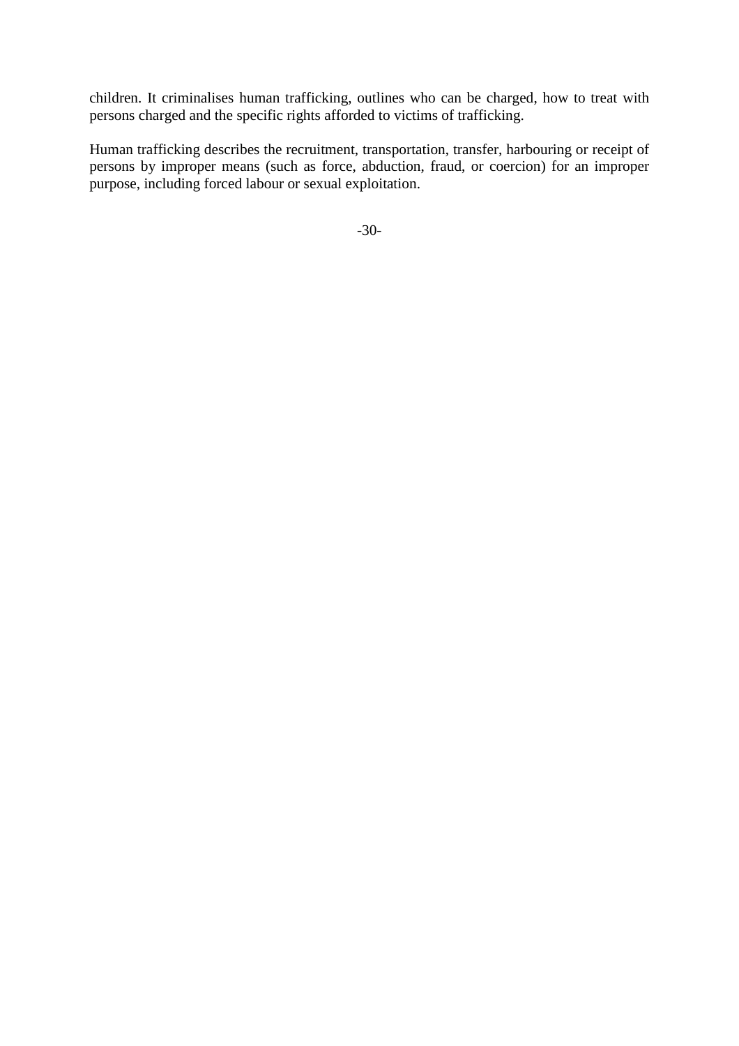children. It criminalises human trafficking, outlines who can be charged, how to treat with persons charged and the specific rights afforded to victims of trafficking.

Human trafficking describes the recruitment, transportation, transfer, harbouring or receipt of persons by improper means (such as force, abduction, fraud, or coercion) for an improper purpose, including forced labour or sexual exploitation.